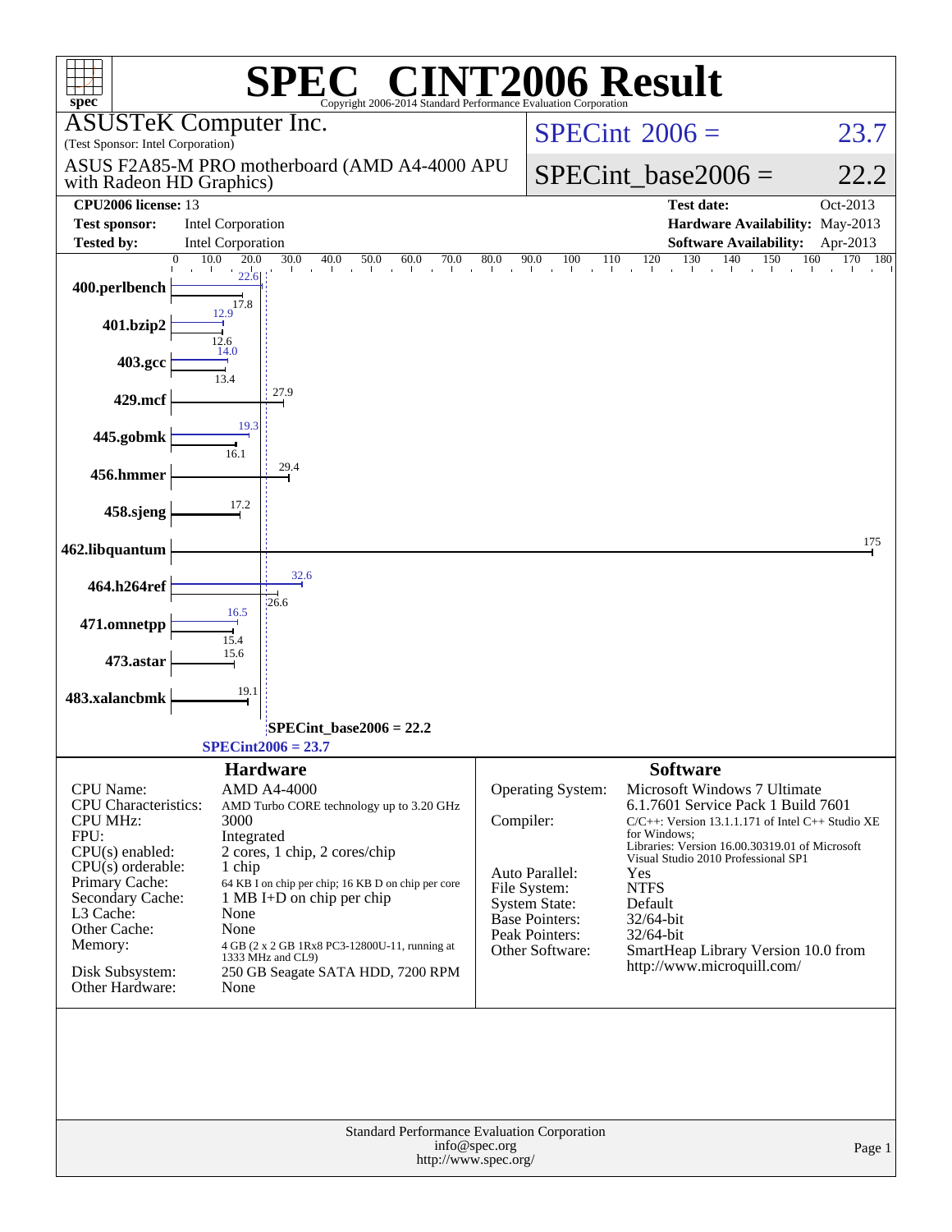# SPEC® CINT2006 Result

Copyright 2006-2014 Standard Performance Evaluation Corporation

**ASUSTeK Computer Inc.**
(Test Sponsor: Intel Corporation)

ASUS F2A85-M PRO motherboard (AMD A4-4000 APU with Radeon HD Graphics)

SPECint 2006 = 23.7

SPECint_base2006 = 22.2

| | | | |
|---|---|---|---|
| **CPU2006 license:** | 13 | **Test date:** | Oct-2013 |
| **Test sponsor:** | Intel Corporation | **Hardware Availability:** | May-2013 |
| **Tested by:** | Intel Corporation | **Software Availability:** | Apr-2013 |

| Benchmark | Peak | Base |
|---|---|---|
| 400.perlbench | 22.6 | 17.8 |
| 401.bzip2 | 12.9 | 12.6 |
| 403.gcc | 14.0 | 13.4 |
| 429.mcf | | 27.9 |
| 445.gobmk | 19.3 | 16.1 |
| 456.hmmer | | 29.4 |
| 458.sjeng | | 17.2 |
| 462.libquantum | | 175 |
| 464.h264ref | 32.6 | 26.6 |
| 471.omnetpp | 16.5 | 15.4 |
| 473.astar | | 15.6 |
| 483.xalancbmk | | 19.1 |

SPECint_base2006 = 22.2

SPECint2006 = 23.7

## Hardware

| | |
|---|---|
| CPU Name: | AMD A4-4000 |
| CPU Characteristics: | AMD Turbo CORE technology up to 3.20 GHz |
| CPU MHz: | 3000 |
| FPU: | Integrated |
| CPU(s) enabled: | 2 cores, 1 chip, 2 cores/chip |
| CPU(s) orderable: | 1 chip |
| Primary Cache: | 64 KB I on chip per chip; 16 KB D on chip per core |
| Secondary Cache: | 1 MB I+D on chip per chip |
| L3 Cache: | None |
| Other Cache: | None |
| Memory: | 4 GB (2 x 2 GB 1Rx8 PC3-12800U-11, running at 1333 MHz and CL9) |
| Disk Subsystem: | 250 GB Seagate SATA HDD, 7200 RPM |
| Other Hardware: | None |

## Software

| | |
|---|---|
| Operating System: | Microsoft Windows 7 Ultimate 6.1.7601 Service Pack 1 Build 7601 |
| Compiler: | C/C++: Version 13.1.1.171 of Intel C++ Studio XE for Windows; Libraries: Version 16.00.30319.01 of Microsoft Visual Studio 2010 Professional SP1 |
| Auto Parallel: | Yes |
| File System: | NTFS |
| System State: | Default |
| Base Pointers: | 32/64-bit |
| Peak Pointers: | 32/64-bit |
| Other Software: | SmartHeap Library Version 10.0 from http://www.microquill.com/ |

Standard Performance Evaluation Corporation
info@spec.org
http://www.spec.org/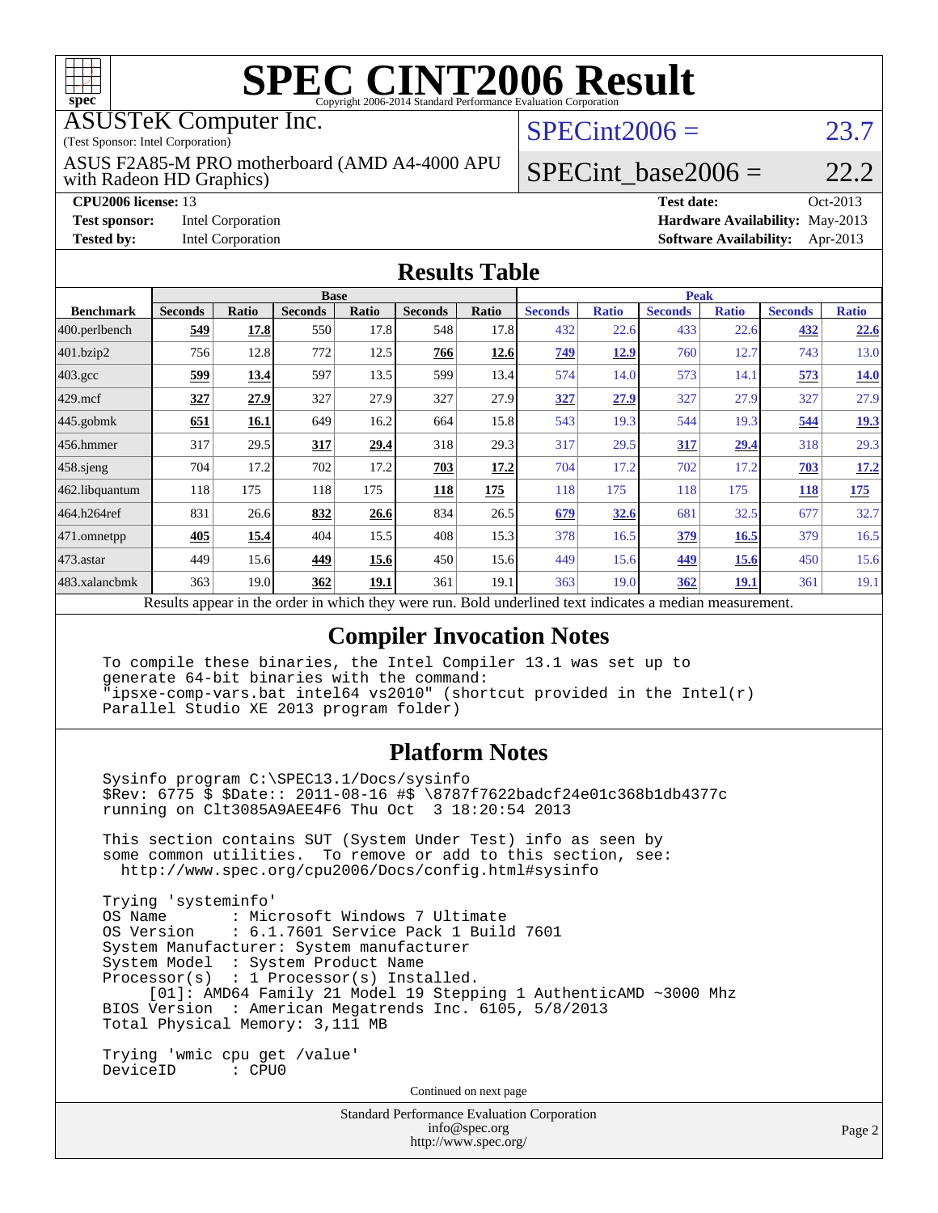# SPEC CINT2006 Result

Copyright 2006-2014 Standard Performance Evaluation Corporation

ASUSTeK Computer Inc.
(Test Sponsor: Intel Corporation)

ASUS F2A85-M PRO motherboard (AMD A4-4000 APU with Radeon HD Graphics)

SPECint2006 = 23.7

SPECint_base2006 = 22.2

**CPU2006 license:** 13
**Test sponsor:** Intel Corporation
**Tested by:** Intel Corporation

**Test date:** Oct-2013
**Hardware Availability:** May-2013
**Software Availability:** Apr-2013

## Results Table

| Benchmark | Base | | | | | | Peak | | | | | |
|---|---|---|---|---|---|---|---|---|---|---|---|---|
| | Seconds | Ratio | Seconds | Ratio | Seconds | Ratio | Seconds | Ratio | Seconds | Ratio | Seconds | Ratio |
| 400.perlbench | **549** | **17.8** | 550 | 17.8 | 548 | 17.8 | 432 | 22.6 | 433 | 22.6 | **432** | **22.6** |
| 401.bzip2 | 756 | 12.8 | 772 | 12.5 | **766** | **12.6** | **749** | **12.9** | 760 | 12.7 | 743 | 13.0 |
| 403.gcc | **599** | **13.4** | 597 | 13.5 | 599 | 13.4 | 574 | 14.0 | 573 | 14.1 | **573** | **14.0** |
| 429.mcf | **327** | **27.9** | 327 | 27.9 | 327 | 27.9 | **327** | **27.9** | 327 | 27.9 | 327 | 27.9 |
| 445.gobmk | **651** | **16.1** | 649 | 16.2 | 664 | 15.8 | 543 | 19.3 | 544 | 19.3 | **544** | **19.3** |
| 456.hmmer | 317 | 29.5 | **317** | **29.4** | 318 | 29.3 | 317 | 29.5 | **317** | **29.4** | 318 | 29.3 |
| 458.sjeng | 704 | 17.2 | 702 | 17.2 | **703** | **17.2** | 704 | 17.2 | 702 | 17.2 | **703** | **17.2** |
| 462.libquantum | 118 | 175 | 118 | 175 | **118** | **175** | 118 | 175 | 118 | 175 | **118** | **175** |
| 464.h264ref | 831 | 26.6 | **832** | **26.6** | 834 | 26.5 | **679** | **32.6** | 681 | 32.5 | 677 | 32.7 |
| 471.omnetpp | **405** | **15.4** | 404 | 15.5 | 408 | 15.3 | 378 | 16.5 | **379** | **16.5** | 379 | 16.5 |
| 473.astar | 449 | 15.6 | **449** | **15.6** | 450 | 15.6 | 449 | 15.6 | **449** | **15.6** | 450 | 15.6 |
| 483.xalancbmk | 363 | 19.0 | **362** | **19.1** | 361 | 19.1 | 363 | 19.0 | **362** | **19.1** | 361 | 19.1 |

Results appear in the order in which they were run. Bold underlined text indicates a median measurement.

## Compiler Invocation Notes

```
To compile these binaries, the Intel Compiler 13.1 was set up to
generate 64-bit binaries with the command:
"ipsxe-comp-vars.bat intel64 vs2010" (shortcut provided in the Intel(r)
Parallel Studio XE 2013 program folder)
```

## Platform Notes

```
Sysinfo program C:\SPEC13.1/Docs/sysinfo
$Rev: 6775 $ $Date:: 2011-08-16 #$ \8787f7622badcf24e01c368b1db4377c
running on Clt3085A9AEE4F6 Thu Oct  3 18:20:54 2013

This section contains SUT (System Under Test) info as seen by
some common utilities.  To remove or add to this section, see:
  http://www.spec.org/cpu2006/Docs/config.html#sysinfo

Trying 'systeminfo'
OS Name       : Microsoft Windows 7 Ultimate
OS Version    : 6.1.7601 Service Pack 1 Build 7601
System Manufacturer: System manufacturer
System Model  : System Product Name
Processor(s)  : 1 Processor(s) Installed.
     [01]: AMD64 Family 21 Model 19 Stepping 1 AuthenticAMD ~3000 Mhz
BIOS Version  : American Megatrends Inc. 6105, 5/8/2013
Total Physical Memory: 3,111 MB

Trying 'wmic cpu get /value'
DeviceID      : CPU0
```

Continued on next page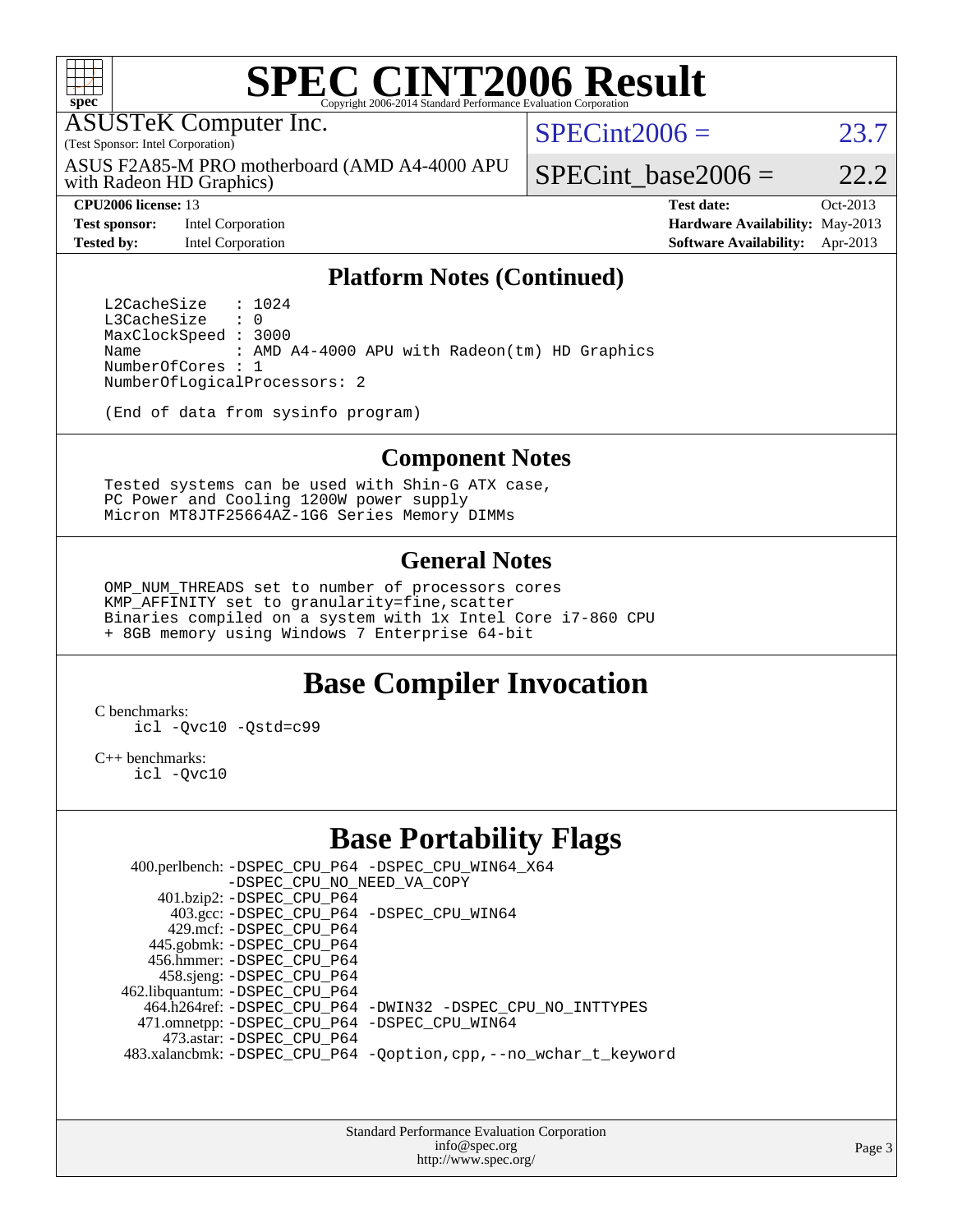# SPEC CINT2006 Result

ASUSTeK Computer Inc.

(Test Sponsor: Intel Corporation)

ASUS F2A85-M PRO motherboard (AMD A4-4000 APU with Radeon HD Graphics)

SPECint2006 = 23.7

SPECint_base2006 = 22.2

| | | | |
|---|---|---|---|
| **CPU2006 license:** | 13 | **Test date:** | Oct-2013 |
| **Test sponsor:** | Intel Corporation | **Hardware Availability:** | May-2013 |
| **Tested by:** | Intel Corporation | **Software Availability:** | Apr-2013 |

## Platform Notes (Continued)

```
L2CacheSize   : 1024
L3CacheSize   : 0
MaxClockSpeed : 3000
Name          : AMD A4-4000 APU with Radeon(tm) HD Graphics
NumberOfCores : 1
NumberOfLogicalProcessors: 2

(End of data from sysinfo program)
```

## Component Notes

```
Tested systems can be used with Shin-G ATX case,
PC Power and Cooling 1200W power supply
Micron MT8JTF25664AZ-1G6 Series Memory DIMMs
```

## General Notes

```
OMP_NUM_THREADS set to number of processors cores
KMP_AFFINITY set to granularity=fine,scatter
Binaries compiled on a system with 1x Intel Core i7-860 CPU
+ 8GB memory using Windows 7 Enterprise 64-bit
```

## Base Compiler Invocation

C benchmarks:

```
icl -Qvc10 -Qstd=c99
```

C++ benchmarks:

```
icl -Qvc10
```

## Base Portability Flags

```
400.perlbench: -DSPEC_CPU_P64 -DSPEC_CPU_WIN64_X64
               -DSPEC_CPU_NO_NEED_VA_COPY
    401.bzip2: -DSPEC_CPU_P64
      403.gcc: -DSPEC_CPU_P64 -DSPEC_CPU_WIN64
      429.mcf: -DSPEC_CPU_P64
    445.gobmk: -DSPEC_CPU_P64
   456.hmmer: -DSPEC_CPU_P64
    458.sjeng: -DSPEC_CPU_P64
462.libquantum: -DSPEC_CPU_P64
  464.h264ref: -DSPEC_CPU_P64 -DWIN32 -DSPEC_CPU_NO_INTTYPES
  471.omnetpp: -DSPEC_CPU_P64 -DSPEC_CPU_WIN64
    473.astar: -DSPEC_CPU_P64
483.xalancbmk: -DSPEC_CPU_P64 -Qoption,cpp,--no_wchar_t_keyword
```

Standard Performance Evaluation Corporation
info@spec.org
http://www.spec.org/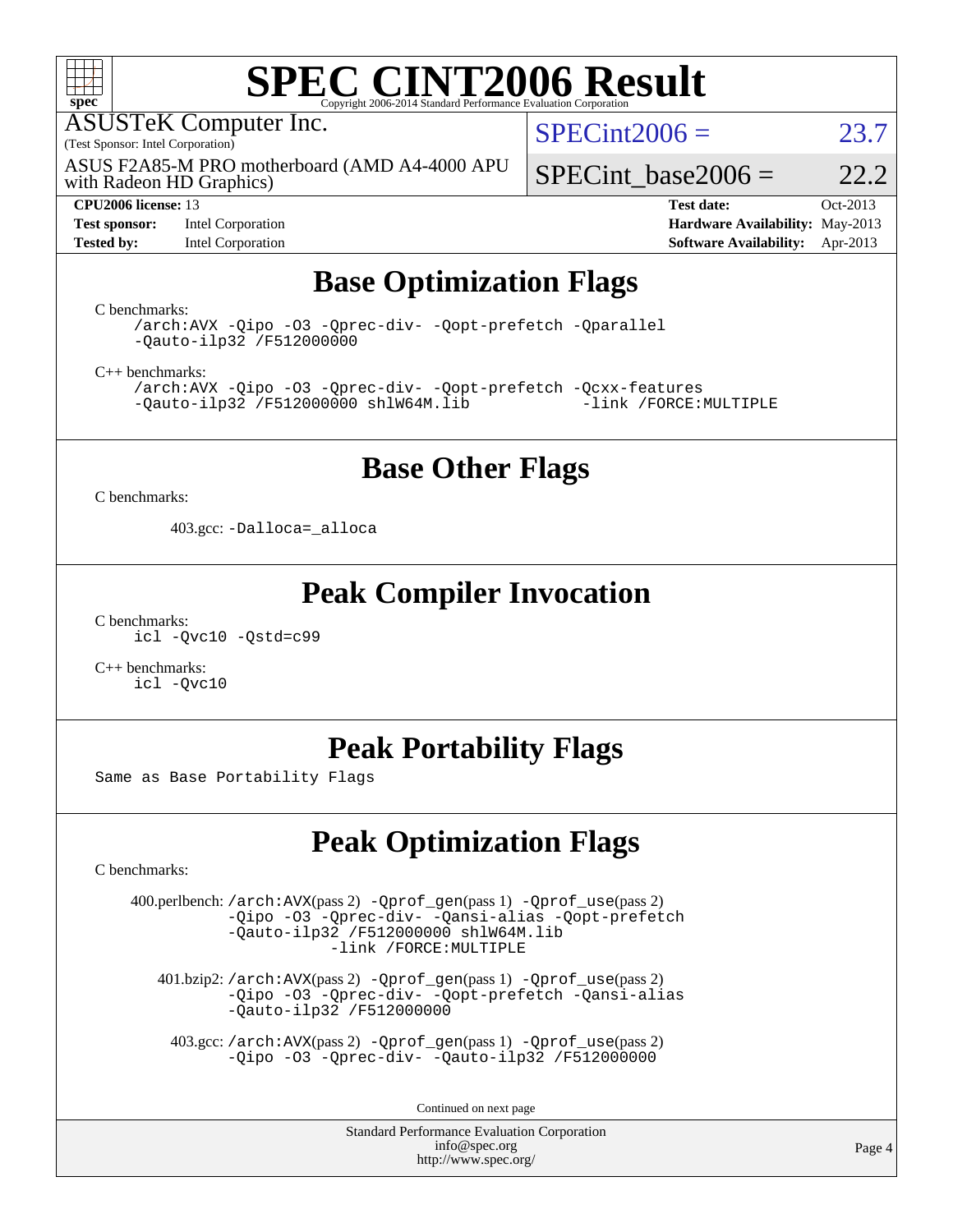# SPEC CINT2006 Result

Copyright 2006-2014 Standard Performance Evaluation Corporation

ASUSTeK Computer Inc.

(Test Sponsor: Intel Corporation)

ASUS F2A85-M PRO motherboard (AMD A4-4000 APU with Radeon HD Graphics)

SPECint2006 = 23.7

SPECint_base2006 = 22.2

**CPU2006 license:** 13
**Test sponsor:** Intel Corporation
**Tested by:** Intel Corporation
**Test date:** Oct-2013
**Hardware Availability:** May-2013
**Software Availability:** Apr-2013

## Base Optimization Flags

C benchmarks:

```
/arch:AVX -Qipo -O3 -Qprec-div- -Qopt-prefetch -Qparallel
-Qauto-ilp32 /F512000000
```

C++ benchmarks:

```
/arch:AVX -Qipo -O3 -Qprec-div- -Qopt-prefetch -Qcxx-features
-Qauto-ilp32 /F512000000 shlW64M.lib           -link /FORCE:MULTIPLE
```

## Base Other Flags

C benchmarks:

403.gcc: `-Dalloca=_alloca`

## Peak Compiler Invocation

C benchmarks:

```
icl -Qvc10 -Qstd=c99
```

C++ benchmarks:

```
icl -Qvc10
```

## Peak Portability Flags

Same as Base Portability Flags

## Peak Optimization Flags

C benchmarks:

400.perlbench: `/arch:AVX`(pass 2) `-Qprof_gen`(pass 1) `-Qprof_use`(pass 2) `-Qipo -O3 -Qprec-div- -Qansi-alias -Qopt-prefetch -Qauto-ilp32 /F512000000 shlW64M.lib -link /FORCE:MULTIPLE`

401.bzip2: `/arch:AVX`(pass 2) `-Qprof_gen`(pass 1) `-Qprof_use`(pass 2) `-Qipo -O3 -Qprec-div- -Qopt-prefetch -Qansi-alias -Qauto-ilp32 /F512000000`

403.gcc: `/arch:AVX`(pass 2) `-Qprof_gen`(pass 1) `-Qprof_use`(pass 2) `-Qipo -O3 -Qprec-div- -Qauto-ilp32 /F512000000`

Continued on next page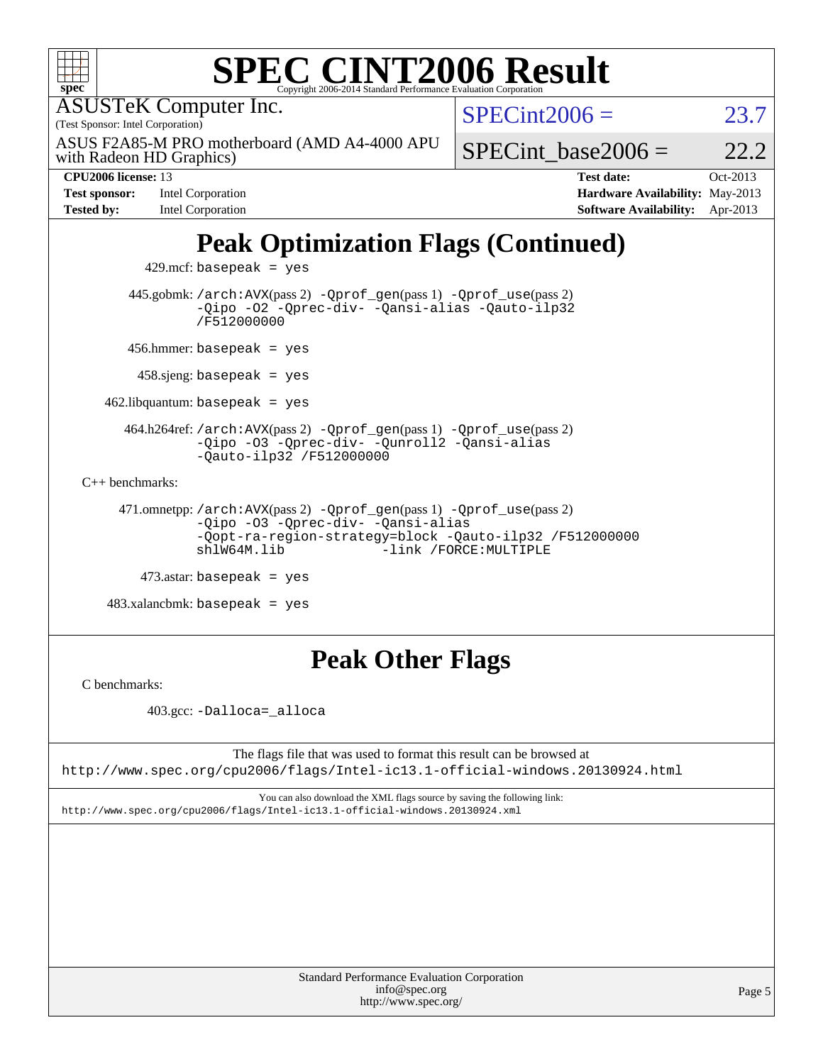# SPEC CINT2006 Result

Copyright 2006-2014 Standard Performance Evaluation Corporation

ASUSTeK Computer Inc.
(Test Sponsor: Intel Corporation)
ASUS F2A85-M PRO motherboard (AMD A4-4000 APU with Radeon HD Graphics)

SPECint2006 = 23.7
SPECint_base2006 = 22.2

**CPU2006 license:** 13
**Test sponsor:** Intel Corporation
**Tested by:** Intel Corporation
**Test date:** Oct-2013
**Hardware Availability:** May-2013
**Software Availability:** Apr-2013

## Peak Optimization Flags (Continued)

429.mcf: `basepeak = yes`

445.gobmk: `/arch:AVX`(pass 2) `-Qprof_gen`(pass 1) `-Qprof_use`(pass 2) `-Qipo -O2 -Qprec-div- -Qansi-alias -Qauto-ilp32 /F512000000`

456.hmmer: `basepeak = yes`

458.sjeng: `basepeak = yes`

462.libquantum: `basepeak = yes`

464.h264ref: `/arch:AVX`(pass 2) `-Qprof_gen`(pass 1) `-Qprof_use`(pass 2) `-Qipo -O3 -Qprec-div- -Qunroll2 -Qansi-alias -Qauto-ilp32 /F512000000`

C++ benchmarks:

471.omnetpp: `/arch:AVX`(pass 2) `-Qprof_gen`(pass 1) `-Qprof_use`(pass 2) `-Qipo -O3 -Qprec-div- -Qansi-alias -Qopt-ra-region-strategy=block -Qauto-ilp32 /F512000000 shlW64M.lib -link /FORCE:MULTIPLE`

473.astar: `basepeak = yes`

483.xalancbmk: `basepeak = yes`

## Peak Other Flags

C benchmarks:

403.gcc: `-Dalloca=_alloca`

The flags file that was used to format this result can be browsed at
http://www.spec.org/cpu2006/flags/Intel-ic13.1-official-windows.20130924.html

You can also download the XML flags source by saving the following link:
http://www.spec.org/cpu2006/flags/Intel-ic13.1-official-windows.20130924.xml

Standard Performance Evaluation Corporation
info@spec.org
http://www.spec.org/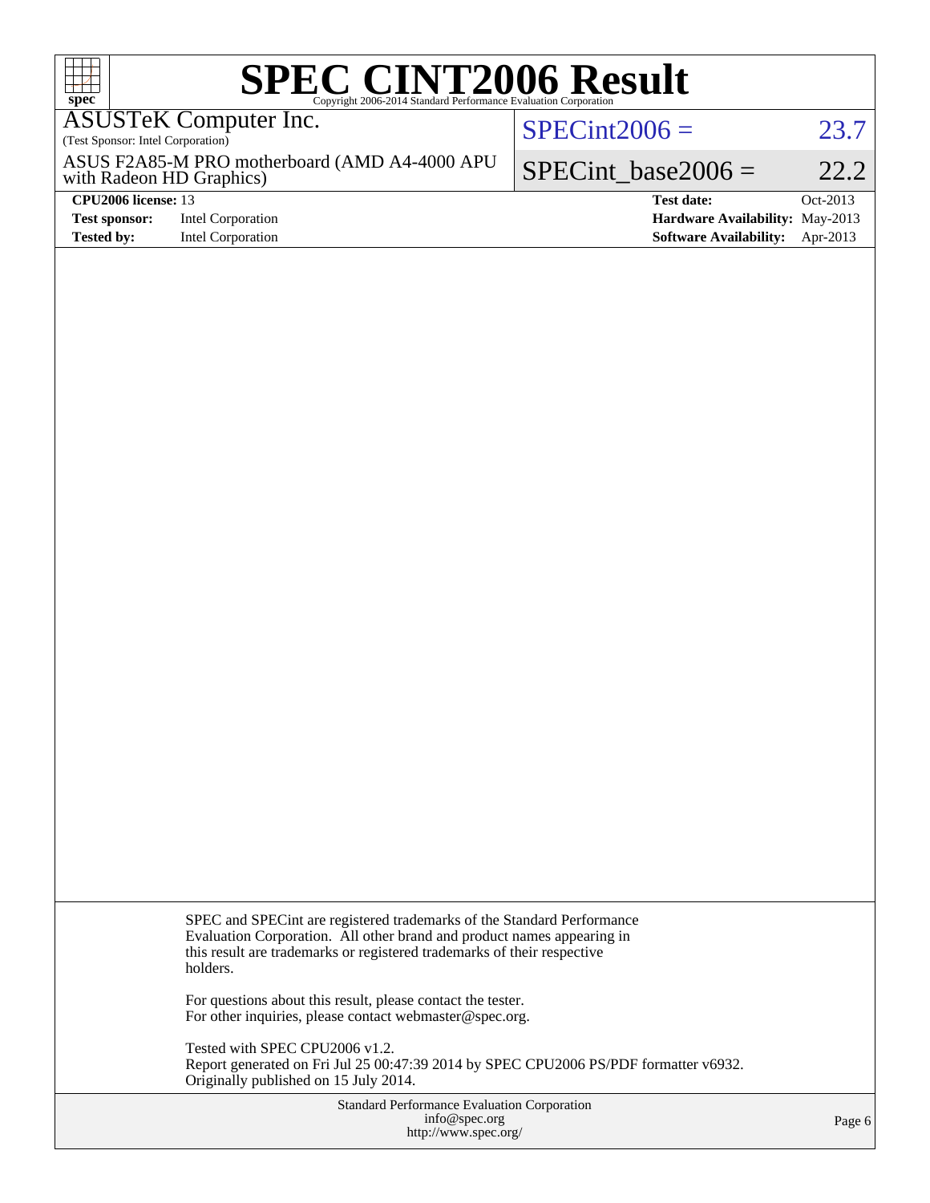SPEC and SPECint are registered trademarks of the Standard Performance Evaluation Corporation. All other brand and product names appearing in this result are trademarks or registered trademarks of their respective holders.

For questions about this result, please contact the tester.
For other inquiries, please contact webmaster@spec.org.

Tested with SPEC CPU2006 v1.2.
Report generated on Fri Jul 25 00:47:39 2014 by SPEC CPU2006 PS/PDF formatter v6932.
Originally published on 15 July 2014.